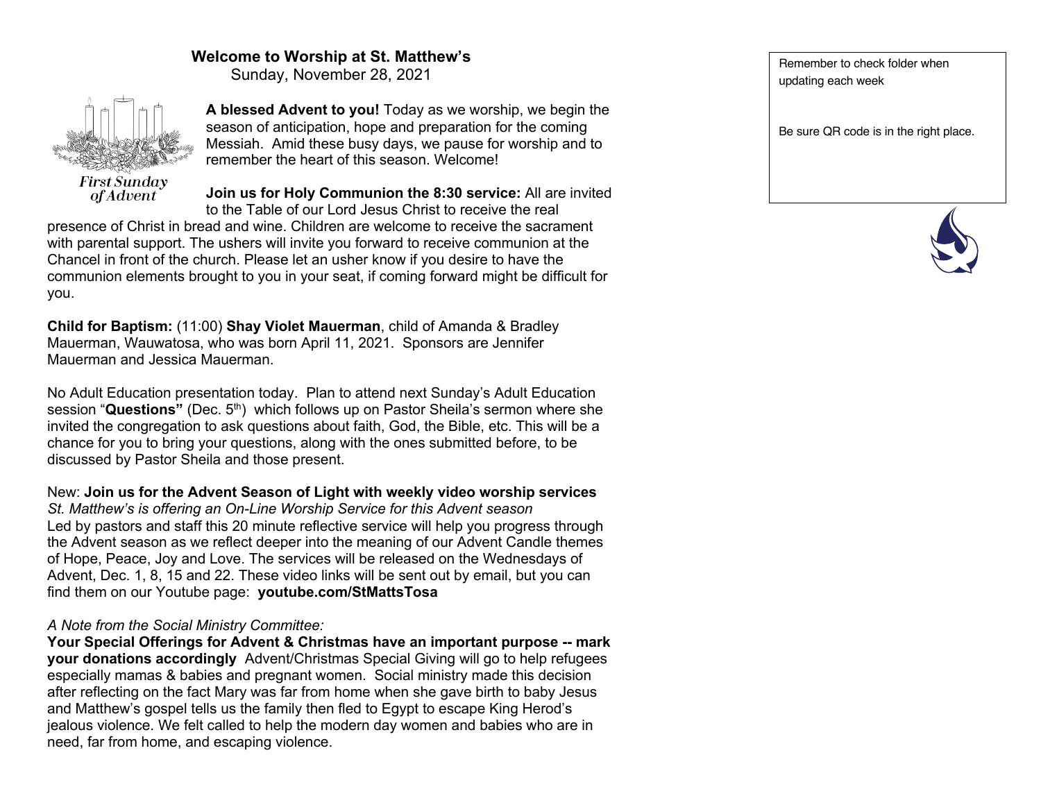# Welcome to Worship at St. Matthew's

Sunday, November 28, 2021

First Sunday of Advent

**A blessed Advent to you!** Today as we worship, we begin the season of anticipation, hope and preparation for the coming Messiah. Amid these busy days, we pause for worship and to remember the heart of this season. Welcome!

**Join us for Holy Communion the 8:30 service:** All are invited to the Table of our Lord Jesus Christ to receive the real presence of Christ in bread and wine. Children are welcome to receive the sacrament with parental support. The ushers will invite you forward to receive communion at the Chancel in front of the church. Please let an usher know if you desire to have the communion elements brought to you in your seat, if coming forward might be difficult for you.

**Child for Baptism:** (11:00) **Shay Violet Mauerman**, child of Amanda & Bradley Mauerman, Wauwatosa, who was born April 11, 2021. Sponsors are Jennifer Mauerman and Jessica Mauerman.

No Adult Education presentation today. Plan to attend next Sunday's Adult Education session "**Questions"** (Dec. 5th) which follows up on Pastor Sheila's sermon where she invited the congregation to ask questions about faith, God, the Bible, etc. This will be a chance for you to bring your questions, along with the ones submitted before, to be discussed by Pastor Sheila and those present.

New: **Join us for the Advent Season of Light with weekly video worship services**
*St. Matthew's is offering an On-Line Worship Service for this Advent season*
Led by pastors and staff this 20 minute reflective service will help you progress through the Advent season as we reflect deeper into the meaning of our Advent Candle themes of Hope, Peace, Joy and Love. The services will be released on the Wednesdays of Advent, Dec. 1, 8, 15 and 22. These video links will be sent out by email, but you can find them on our Youtube page: **youtube.com/StMattsTosa**

*A Note from the Social Ministry Committee:*
**Your Special Offerings for Advent & Christmas have an important purpose -- mark your donations accordingly** Advent/Christmas Special Giving will go to help refugees especially mamas & babies and pregnant women. Social ministry made this decision after reflecting on the fact Mary was far from home when she gave birth to baby Jesus and Matthew's gospel tells us the family then fled to Egypt to escape King Herod's jealous violence. We felt called to help the modern day women and babies who are in need, far from home, and escaping violence.

Remember to check folder when updating each week

Be sure QR code is in the right place.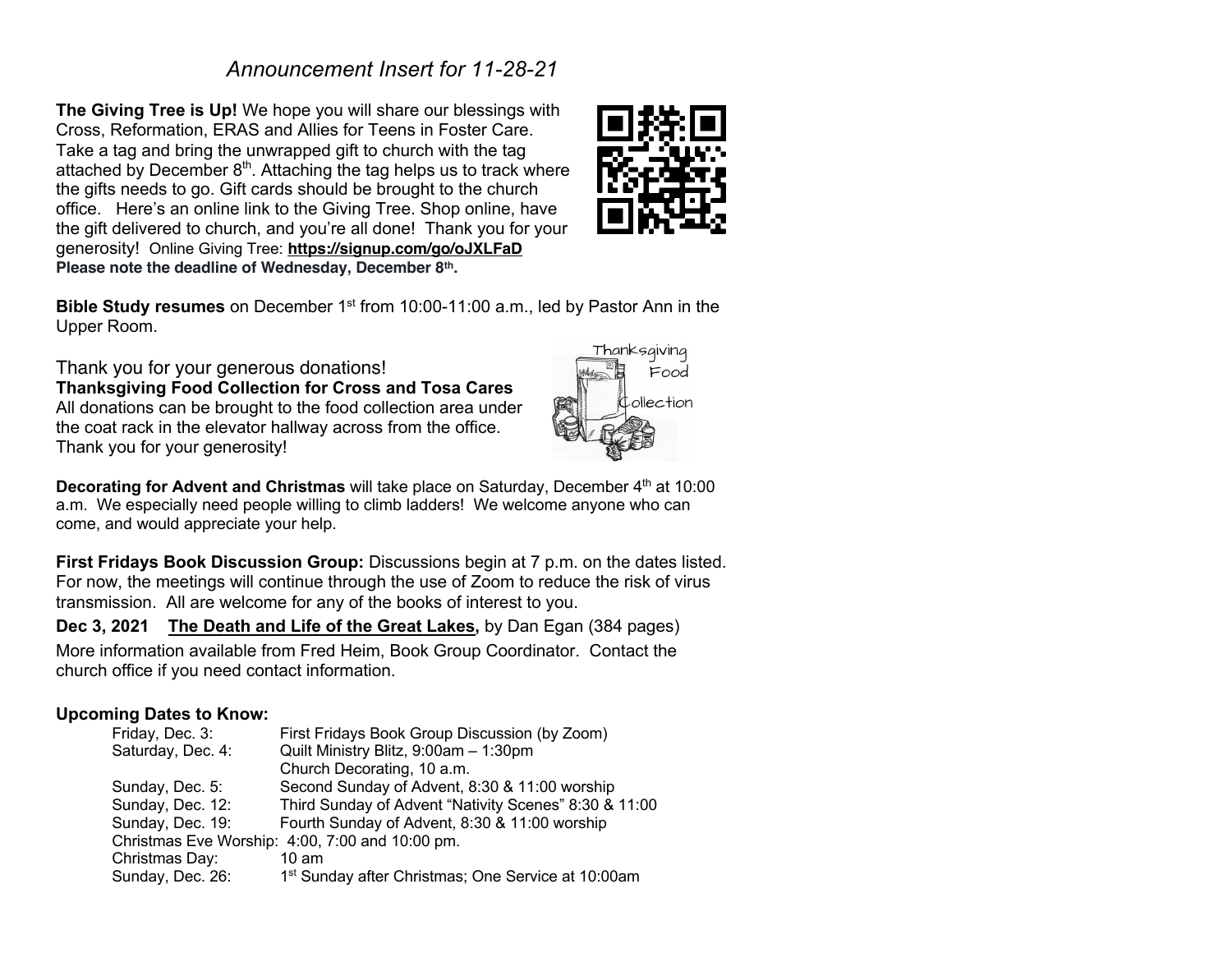*Announcement Insert for 11-28-21*

**The Giving Tree is Up!** We hope you will share our blessings with Cross, Reformation, ERAS and Allies for Teens in Foster Care. Take a tag and bring the unwrapped gift to church with the tag attached by December 8th. Attaching the tag helps us to track where the gifts needs to go. Gift cards should be brought to the church office. Here's an online link to the Giving Tree. Shop online, have the gift delivered to church, and you're all done! Thank you for your generosity! Online Giving Tree: **https://signup.com/go/oJXLFaD**
**Please note the deadline of Wednesday, December 8th.**

**Bible Study resumes** on December 1st from 10:00-11:00 a.m., led by Pastor Ann in the Upper Room.

Thank you for your generous donations!
**Thanksgiving Food Collection for Cross and Tosa Cares**
All donations can be brought to the food collection area under the coat rack in the elevator hallway across from the office. Thank you for your generosity!

Thanksgiving Food Collection

**Decorating for Advent and Christmas** will take place on Saturday, December 4th at 10:00 a.m. We especially need people willing to climb ladders! We welcome anyone who can come, and would appreciate your help.

**First Fridays Book Discussion Group:** Discussions begin at 7 p.m. on the dates listed. For now, the meetings will continue through the use of Zoom to reduce the risk of virus transmission. All are welcome for any of the books of interest to you.

**Dec 3, 2021** **The Death and Life of the Great Lakes,** by Dan Egan (384 pages)

More information available from Fred Heim, Book Group Coordinator. Contact the church office if you need contact information.

**Upcoming Dates to Know:**

| | |
|---|---|
| Friday, Dec. 3: | First Fridays Book Group Discussion (by Zoom) |
| Saturday, Dec. 4: | Quilt Ministry Blitz, 9:00am – 1:30pm |
| | Church Decorating, 10 a.m. |
| Sunday, Dec. 5: | Second Sunday of Advent, 8:30 & 11:00 worship |
| Sunday, Dec. 12: | Third Sunday of Advent "Nativity Scenes" 8:30 & 11:00 |
| Sunday, Dec. 19: | Fourth Sunday of Advent, 8:30 & 11:00 worship |
| Christmas Eve Worship: | 4:00, 7:00 and 10:00 pm. |
| Christmas Day: | 10 am |
| Sunday, Dec. 26: | 1st Sunday after Christmas; One Service at 10:00am |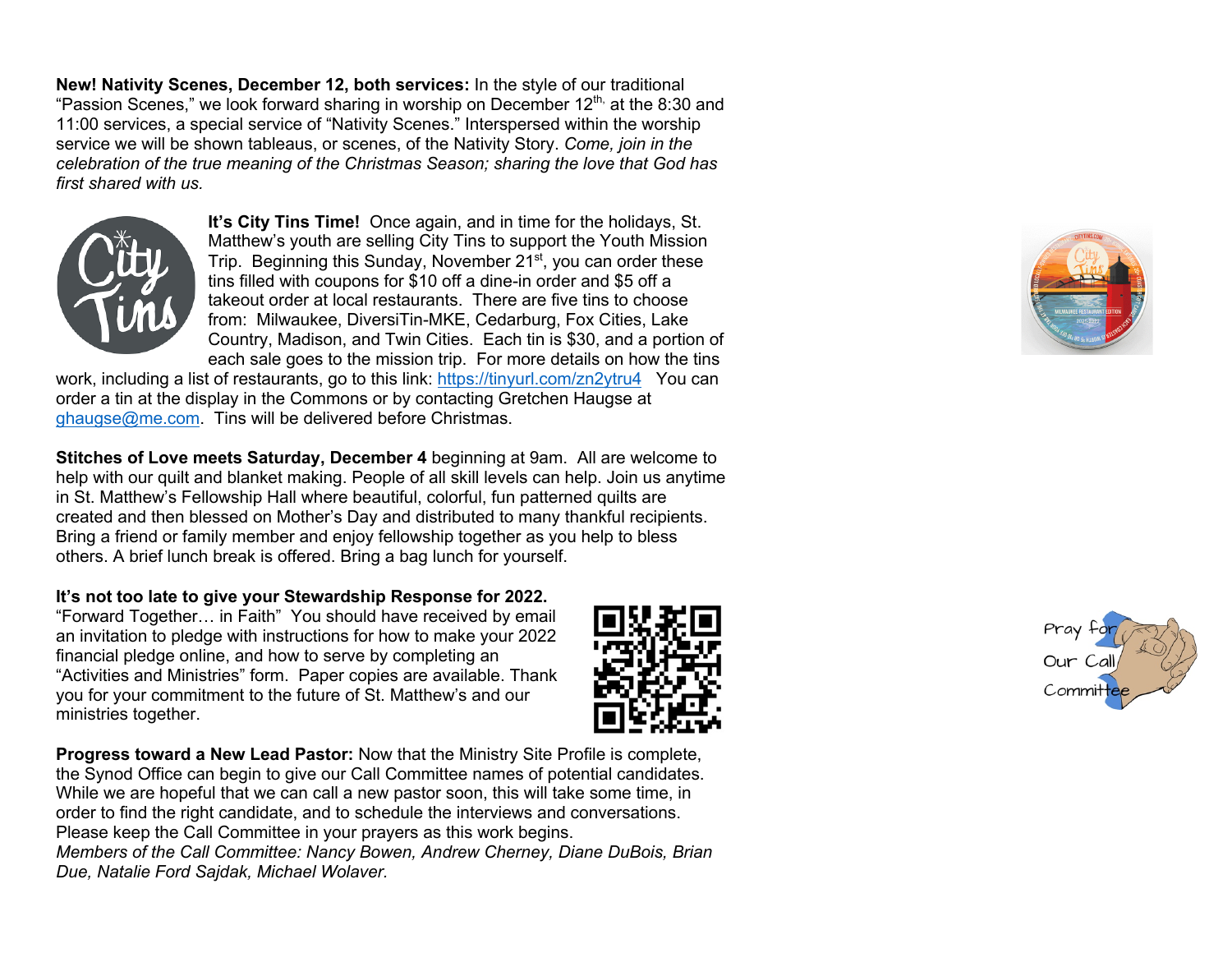**New! Nativity Scenes, December 12, both services:** In the style of our traditional "Passion Scenes," we look forward sharing in worship on December 12th, at the 8:30 and 11:00 services, a special service of "Nativity Scenes." Interspersed within the worship service we will be shown tableaus, or scenes, of the Nativity Story. *Come, join in the celebration of the true meaning of the Christmas Season; sharing the love that God has first shared with us.*

**It's City Tins Time!** Once again, and in time for the holidays, St. Matthew's youth are selling City Tins to support the Youth Mission Trip. Beginning this Sunday, November 21st, you can order these tins filled with coupons for $10 off a dine-in order and $5 off a takeout order at local restaurants. There are five tins to choose from: Milwaukee, DiversiTin-MKE, Cedarburg, Fox Cities, Lake Country, Madison, and Twin Cities. Each tin is $30, and a portion of each sale goes to the mission trip. For more details on how the tins work, including a list of restaurants, go to this link: https://tinyurl.com/zn2ytru4 You can order a tin at the display in the Commons or by contacting Gretchen Haugse at ghaugse@me.com. Tins will be delivered before Christmas.

**Stitches of Love meets Saturday, December 4** beginning at 9am. All are welcome to help with our quilt and blanket making. People of all skill levels can help. Join us anytime in St. Matthew's Fellowship Hall where beautiful, colorful, fun patterned quilts are created and then blessed on Mother's Day and distributed to many thankful recipients. Bring a friend or family member and enjoy fellowship together as you help to bless others. A brief lunch break is offered. Bring a bag lunch for yourself.

**It's not too late to give your Stewardship Response for 2022.**
"Forward Together… in Faith" You should have received by email an invitation to pledge with instructions for how to make your 2022 financial pledge online, and how to serve by completing an "Activities and Ministries" form. Paper copies are available. Thank you for your commitment to the future of St. Matthew's and our ministries together.

**Progress toward a New Lead Pastor:** Now that the Ministry Site Profile is complete, the Synod Office can begin to give our Call Committee names of potential candidates. While we are hopeful that we can call a new pastor soon, this will take some time, in order to find the right candidate, and to schedule the interviews and conversations. Please keep the Call Committee in your prayers as this work begins.
*Members of the Call Committee: Nancy Bowen, Andrew Cherney, Diane DuBois, Brian Due, Natalie Ford Sajdak, Michael Wolaver.*

Pray for Our Call Committee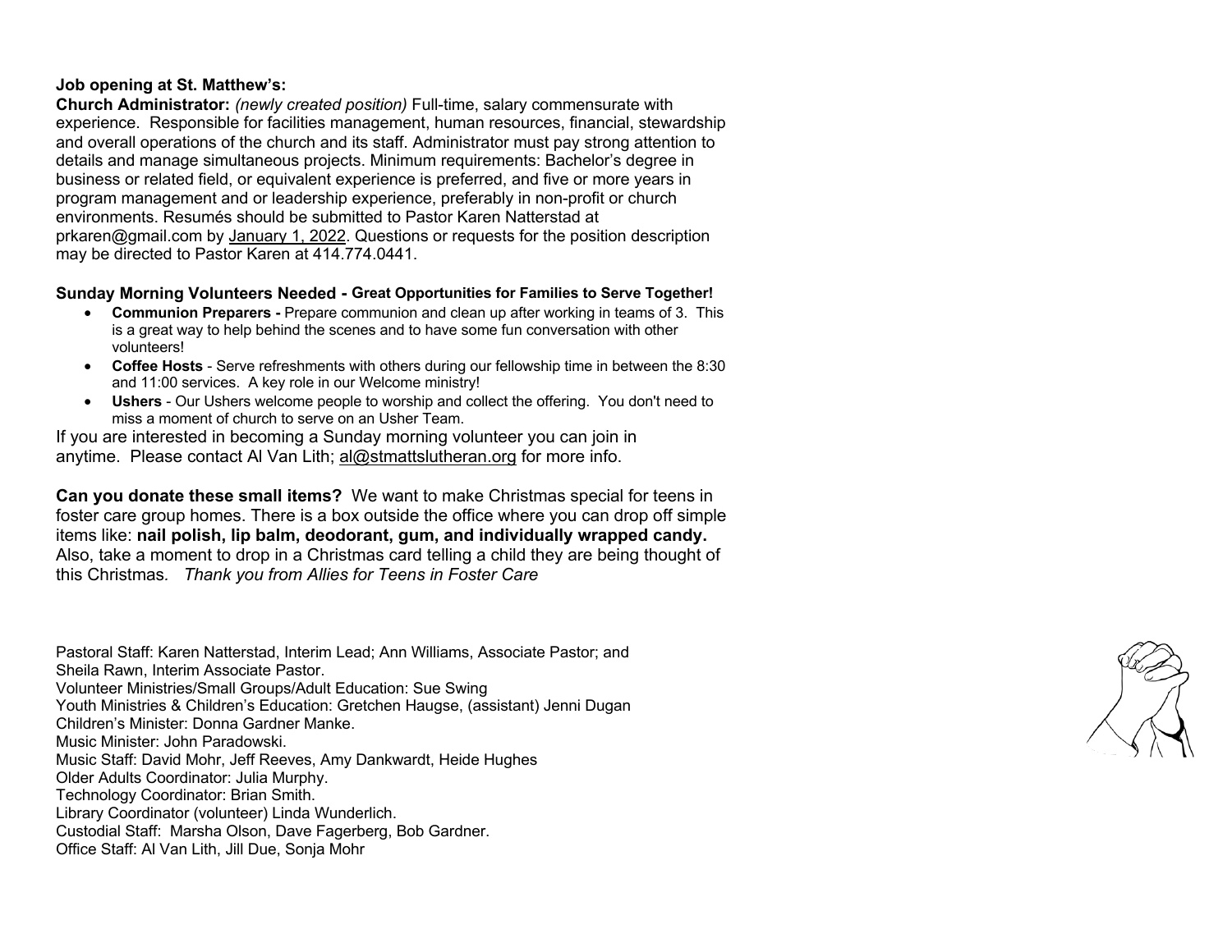**Job opening at St. Matthew's:**

**Church Administrator:** *(newly created position)* Full-time, salary commensurate with experience. Responsible for facilities management, human resources, financial, stewardship and overall operations of the church and its staff. Administrator must pay strong attention to details and manage simultaneous projects. Minimum requirements: Bachelor's degree in business or related field, or equivalent experience is preferred, and five or more years in program management and or leadership experience, preferably in non-profit or church environments. Resumés should be submitted to Pastor Karen Natterstad at prkaren@gmail.com by January 1, 2022. Questions or requests for the position description may be directed to Pastor Karen at 414.774.0441.

**Sunday Morning Volunteers Needed - Great Opportunities for Families to Serve Together!**

- **Communion Preparers -** Prepare communion and clean up after working in teams of 3. This is a great way to help behind the scenes and to have some fun conversation with other volunteers!
- **Coffee Hosts** - Serve refreshments with others during our fellowship time in between the 8:30 and 11:00 services. A key role in our Welcome ministry!
- **Ushers** - Our Ushers welcome people to worship and collect the offering. You don't need to miss a moment of church to serve on an Usher Team.

If you are interested in becoming a Sunday morning volunteer you can join in anytime. Please contact Al Van Lith; al@stmattslutheran.org for more info.

**Can you donate these small items?** We want to make Christmas special for teens in foster care group homes. There is a box outside the office where you can drop off simple items like: **nail polish, lip balm, deodorant, gum, and individually wrapped candy.** Also, take a moment to drop in a Christmas card telling a child they are being thought of this Christmas. *Thank you from Allies for Teens in Foster Care*

Pastoral Staff: Karen Natterstad, Interim Lead; Ann Williams, Associate Pastor; and Sheila Rawn, Interim Associate Pastor.
Volunteer Ministries/Small Groups/Adult Education: Sue Swing
Youth Ministries & Children's Education: Gretchen Haugse, (assistant) Jenni Dugan
Children's Minister: Donna Gardner Manke.
Music Minister: John Paradowski.
Music Staff: David Mohr, Jeff Reeves, Amy Dankwardt, Heide Hughes
Older Adults Coordinator: Julia Murphy.
Technology Coordinator: Brian Smith.
Library Coordinator (volunteer) Linda Wunderlich.
Custodial Staff: Marsha Olson, Dave Fagerberg, Bob Gardner.
Office Staff: Al Van Lith, Jill Due, Sonja Mohr